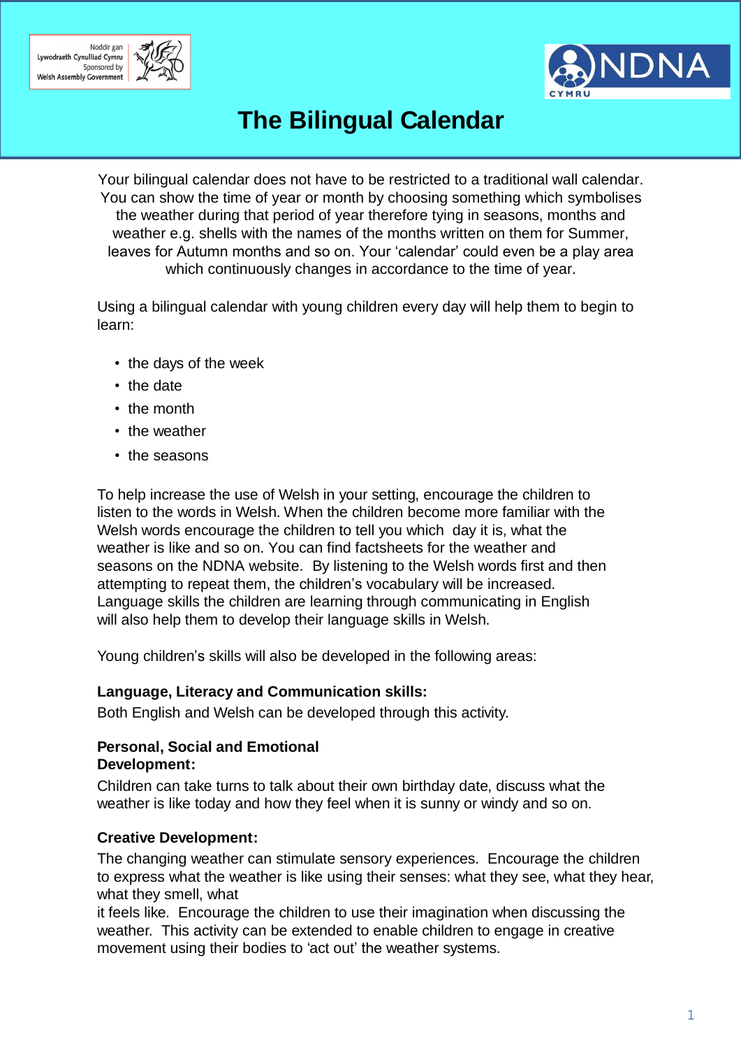Noddir gan Lywodraeth Cynulliad Cymru
Sponsored by Welsh Assembly Government

NDNA CYMRU

# The Bilingual Calendar

Your bilingual calendar does not have to be restricted to a traditional wall calendar. You can show the time of year or month by choosing something which symbolises the weather during that period of year therefore tying in seasons, months and weather e.g. shells with the names of the months written on them for Summer, leaves for Autumn months and so on. Your 'calendar' could even be a play area which continuously changes in accordance to the time of year.

Using a bilingual calendar with young children every day will help them to begin to learn:

- the days of the week
- the date
- the month
- the weather
- the seasons

To help increase the use of Welsh in your setting, encourage the children to listen to the words in Welsh. When the children become more familiar with the Welsh words encourage the children to tell you which day it is, what the weather is like and so on. You can find factsheets for the weather and seasons on the NDNA website. By listening to the Welsh words first and then attempting to repeat them, the children's vocabulary will be increased. Language skills the children are learning through communicating in English will also help them to develop their language skills in Welsh.

Young children's skills will also be developed in the following areas:

**Language, Literacy and Communication skills:**
Both English and Welsh can be developed through this activity.

**Personal, Social and Emotional Development:**
Children can take turns to talk about their own birthday date, discuss what the weather is like today and how they feel when it is sunny or windy and so on.

**Creative Development:**
The changing weather can stimulate sensory experiences. Encourage the children to express what the weather is like using their senses: what they see, what they hear, what they smell, what it feels like. Encourage the children to use their imagination when discussing the weather. This activity can be extended to enable children to engage in creative movement using their bodies to 'act out' the weather systems.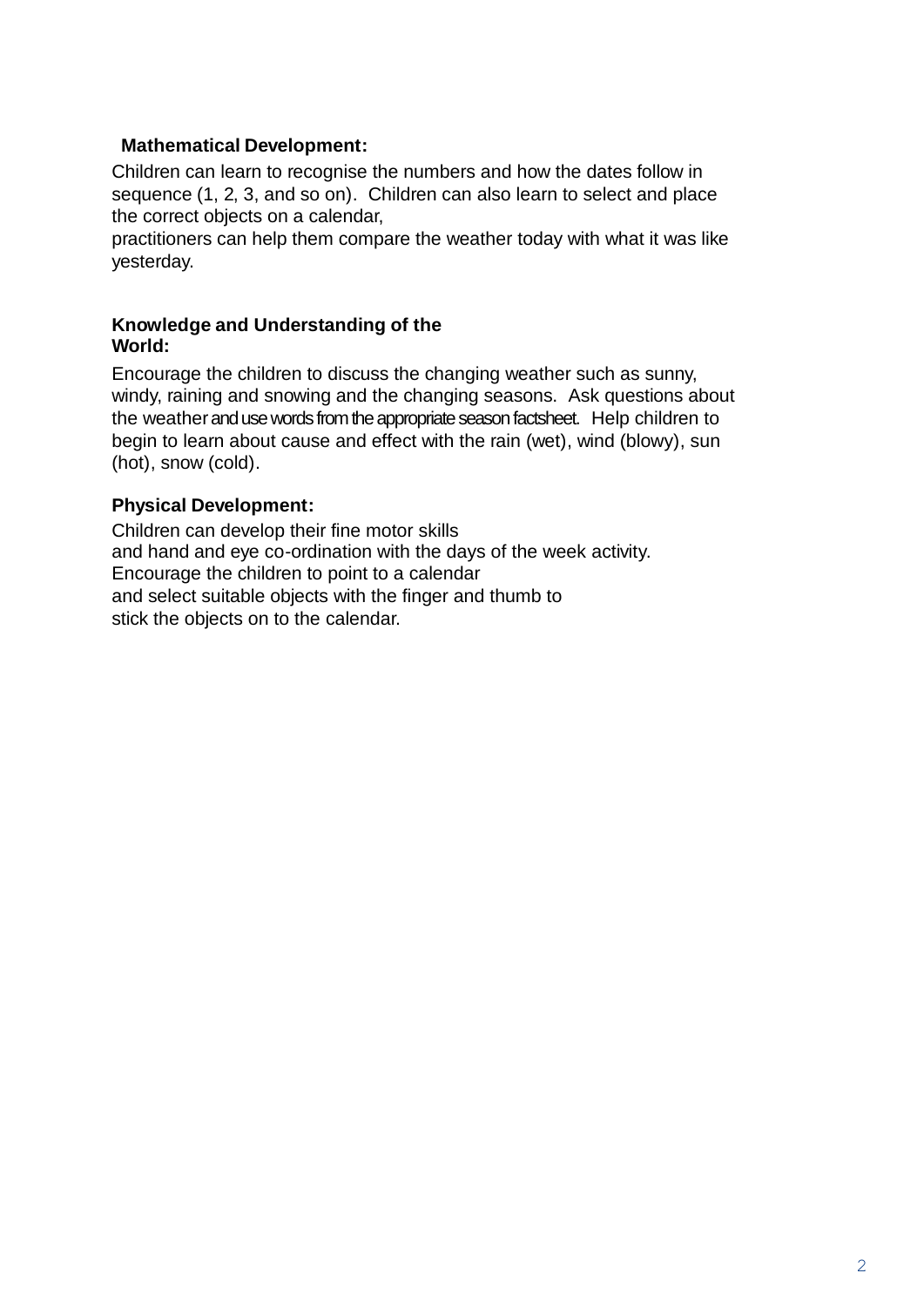**Mathematical Development:**

Children can learn to recognise the numbers and how the dates follow in sequence (1, 2, 3, and so on). Children can also learn to select and place the correct objects on a calendar, practitioners can help them compare the weather today with what it was like yesterday.

**Knowledge and Understanding of the World:**

Encourage the children to discuss the changing weather such as sunny, windy, raining and snowing and the changing seasons. Ask questions about the weather and use words from the appropriate season factsheet. Help children to begin to learn about cause and effect with the rain (wet), wind (blowy), sun (hot), snow (cold).

**Physical Development:**

Children can develop their fine motor skills and hand and eye co-ordination with the days of the week activity. Encourage the children to point to a calendar and select suitable objects with the finger and thumb to stick the objects on to the calendar.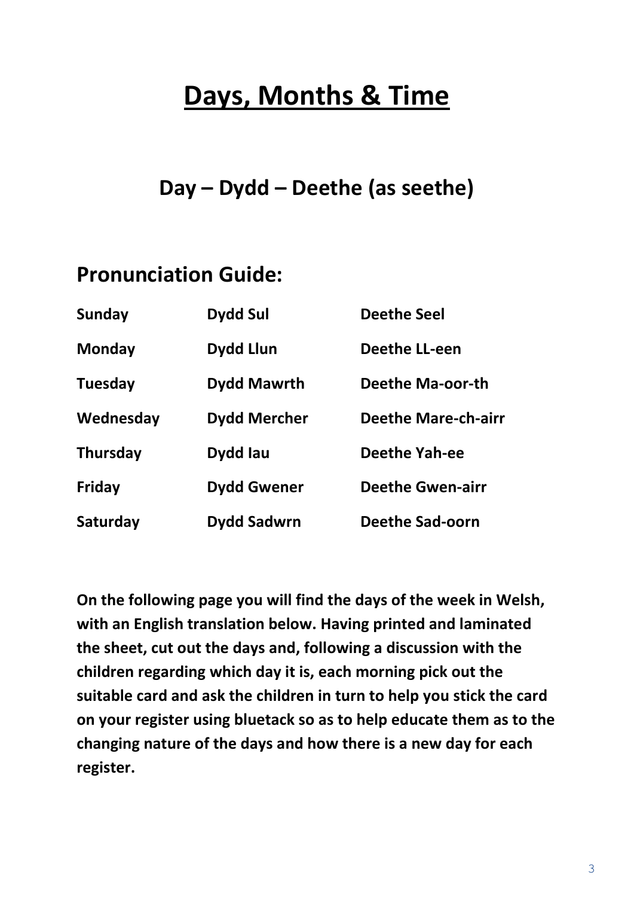# Days, Months & Time

## Day – Dydd – Deethe (as seethe)

## Pronunciation Guide:

| | | |
|---|---|---|
| **Sunday** | **Dydd Sul** | **Deethe Seel** |
| **Monday** | **Dydd Llun** | **Deethe LL-een** |
| **Tuesday** | **Dydd Mawrth** | **Deethe Ma-oor-th** |
| **Wednesday** | **Dydd Mercher** | **Deethe Mare-ch-airr** |
| **Thursday** | **Dydd Iau** | **Deethe Yah-ee** |
| **Friday** | **Dydd Gwener** | **Deethe Gwen-airr** |
| **Saturday** | **Dydd Sadwrn** | **Deethe Sad-oorn** |

**On the following page you will find the days of the week in Welsh, with an English translation below. Having printed and laminated the sheet, cut out the days and, following a discussion with the children regarding which day it is, each morning pick out the suitable card and ask the children in turn to help you stick the card on your register using bluetack so as to help educate them as to the changing nature of the days and how there is a new day for each register.**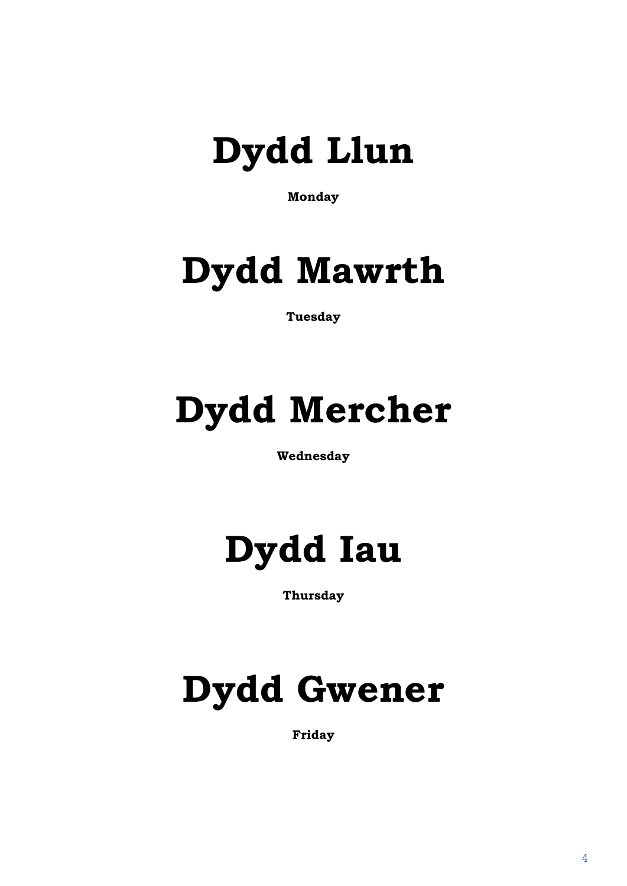# Dydd Llun

**Monday**

# Dydd Mawrth

**Tuesday**

# Dydd Mercher

**Wednesday**

# Dydd Iau

**Thursday**

# Dydd Gwener

**Friday**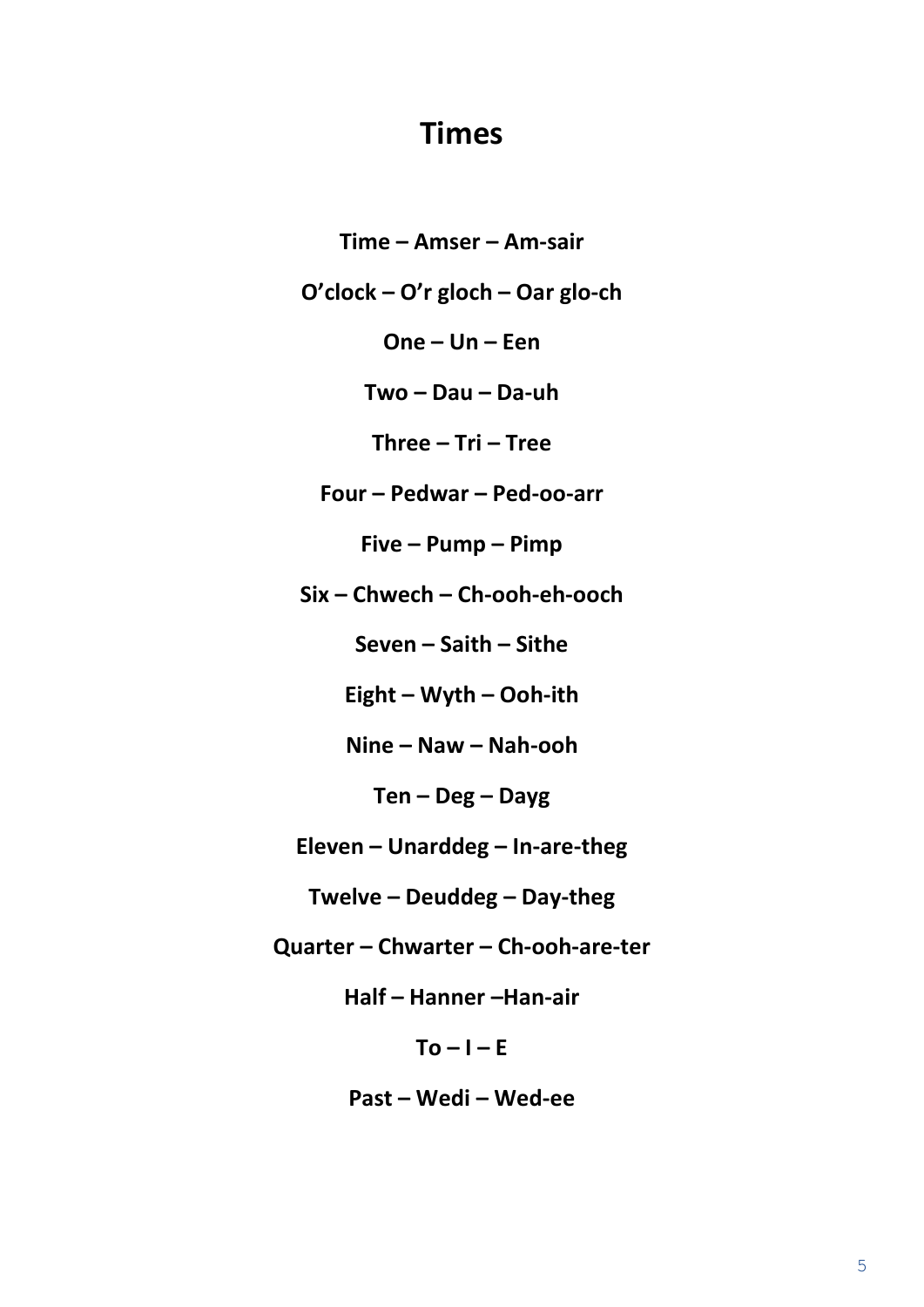# Times

**Time – Amser – Am-sair**

**O'clock – O'r gloch – Oar glo-ch**

**One – Un – Een**

**Two – Dau – Da-uh**

**Three – Tri – Tree**

**Four – Pedwar – Ped-oo-arr**

**Five – Pump – Pimp**

**Six – Chwech – Ch-ooh-eh-ooch**

**Seven – Saith – Sithe**

**Eight – Wyth – Ooh-ith**

**Nine – Naw – Nah-ooh**

**Ten – Deg – Dayg**

**Eleven – Unarddeg – In-are-theg**

**Twelve – Deuddeg – Day-theg**

**Quarter – Chwarter – Ch-ooh-are-ter**

**Half – Hanner –Han-air**

**To – I – E**

**Past – Wedi – Wed-ee**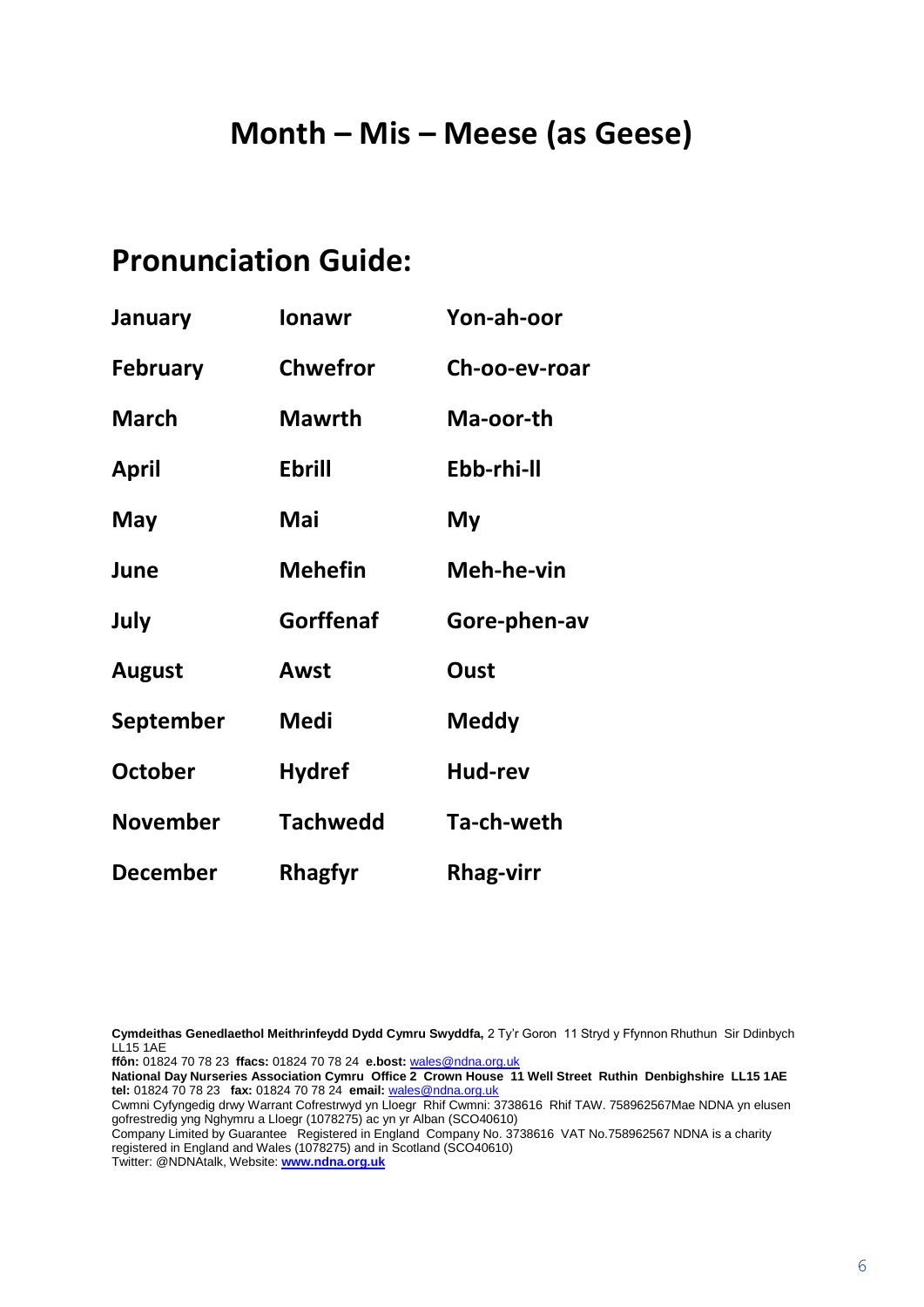# Month – Mis – Meese (as Geese)

## Pronunciation Guide:

| | | |
|---|---|---|
| **January** | **Ionawr** | **Yon-ah-oor** |
| **February** | **Chwefror** | **Ch-oo-ev-roar** |
| **March** | **Mawrth** | **Ma-oor-th** |
| **April** | **Ebrill** | **Ebb-rhi-ll** |
| **May** | **Mai** | **My** |
| **June** | **Mehefin** | **Meh-he-vin** |
| **July** | **Gorffenaf** | **Gore-phen-av** |
| **August** | **Awst** | **Oust** |
| **September** | **Medi** | **Meddy** |
| **October** | **Hydref** | **Hud-rev** |
| **November** | **Tachwedd** | **Ta-ch-weth** |
| **December** | **Rhagfyr** | **Rhag-virr** |

**Cymdeithas Genedlaethol Meithrinfeydd Dydd Cymru Swyddfa,** 2 Ty'r Goron 11 Stryd y Ffynnon Rhuthun Sir Ddinbych LL15 1AE
**ffôn:** 01824 70 78 23 **ffacs:** 01824 70 78 24 **e.bost:** wales@ndna.org.uk
**National Day Nurseries Association Cymru Office 2 Crown House 11 Well Street Ruthin Denbighshire LL15 1AE**
**tel:** 01824 70 78 23 **fax:** 01824 70 78 24 **email:** wales@ndna.org.uk
Cwmni Cyfyngedig drwy Warrant Cofrestrwyd yn Lloegr Rhif Cwmni: 3738616 Rhif TAW. 758962567Mae NDNA yn elusen gofrestredig yng Nghymru a Lloegr (1078275) ac yn yr Alban (SCO40610)
Company Limited by Guarantee Registered in England Company No. 3738616 VAT No.758962567 NDNA is a charity registered in England and Wales (1078275) and in Scotland (SCO40610)
Twitter: @NDNAtalk, Website: **www.ndna.org.uk**